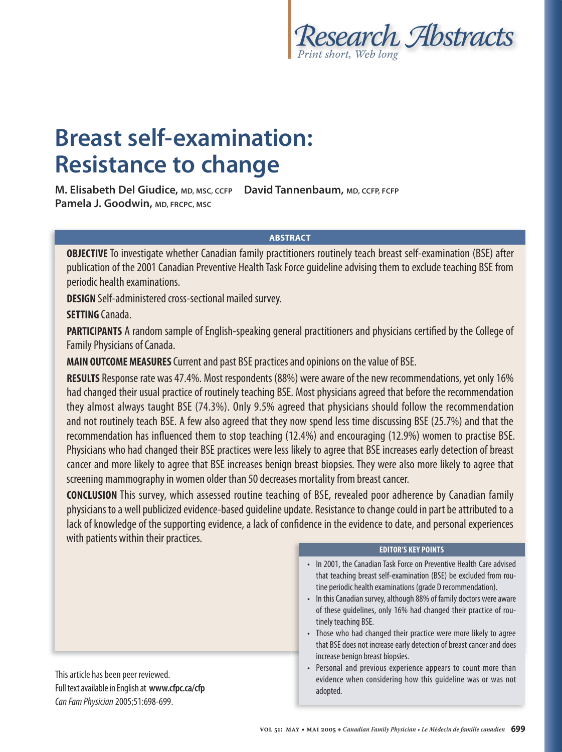Research Abstracts

*Print short, Web long*

# Breast self-examination: Resistance to change

**M. Elisabeth Del Giudice,** MD, MSC, CCFP **David Tannenbaum,** MD, CCFP, FCFP **Pamela J. Goodwin,** MD, FRCPC, MSC

## ABSTRACT

**OBJECTIVE** To investigate whether Canadian family practitioners routinely teach breast self-examination (BSE) after publication of the 2001 Canadian Preventive Health Task Force guideline advising them to exclude teaching BSE from periodic health examinations.

**DESIGN** Self-administered cross-sectional mailed survey.

**SETTING** Canada.

**PARTICIPANTS** A random sample of English-speaking general practitioners and physicians certified by the College of Family Physicians of Canada.

**MAIN OUTCOME MEASURES** Current and past BSE practices and opinions on the value of BSE.

**RESULTS** Response rate was 47.4%. Most respondents (88%) were aware of the new recommendations, yet only 16% had changed their usual practice of routinely teaching BSE. Most physicians agreed that before the recommendation they almost always taught BSE (74.3%). Only 9.5% agreed that physicians should follow the recommendation and not routinely teach BSE. A few also agreed that they now spend less time discussing BSE (25.7%) and that the recommendation has influenced them to stop teaching (12.4%) and encouraging (12.9%) women to practise BSE. Physicians who had changed their BSE practices were less likely to agree that BSE increases early detection of breast cancer and more likely to agree that BSE increases benign breast biopsies. They were also more likely to agree that screening mammography in women older than 50 decreases mortality from breast cancer.

**CONCLUSION** This survey, which assessed routine teaching of BSE, revealed poor adherence by Canadian family physicians to a well publicized evidence-based guideline update. Resistance to change could in part be attributed to a lack of knowledge of the supporting evidence, a lack of confidence in the evidence to date, and personal experiences with patients within their practices.

### EDITOR'S KEY POINTS

- In 2001, the Canadian Task Force on Preventive Health Care advised that teaching breast self-examination (BSE) be excluded from routine periodic health examinations (grade D recommendation).
- In this Canadian survey, although 88% of family doctors were aware of these guidelines, only 16% had changed their practice of routinely teaching BSE.
- Those who had changed their practice were more likely to agree that BSE does not increase early detection of breast cancer and does increase benign breast biopsies.
- Personal and previous experience appears to count more than evidence when considering how this guideline was or was not adopted.

This article has been peer reviewed.
Full text available in English at **www.cfpc.ca/cfp**
*Can Fam Physician* 2005;51:698-699.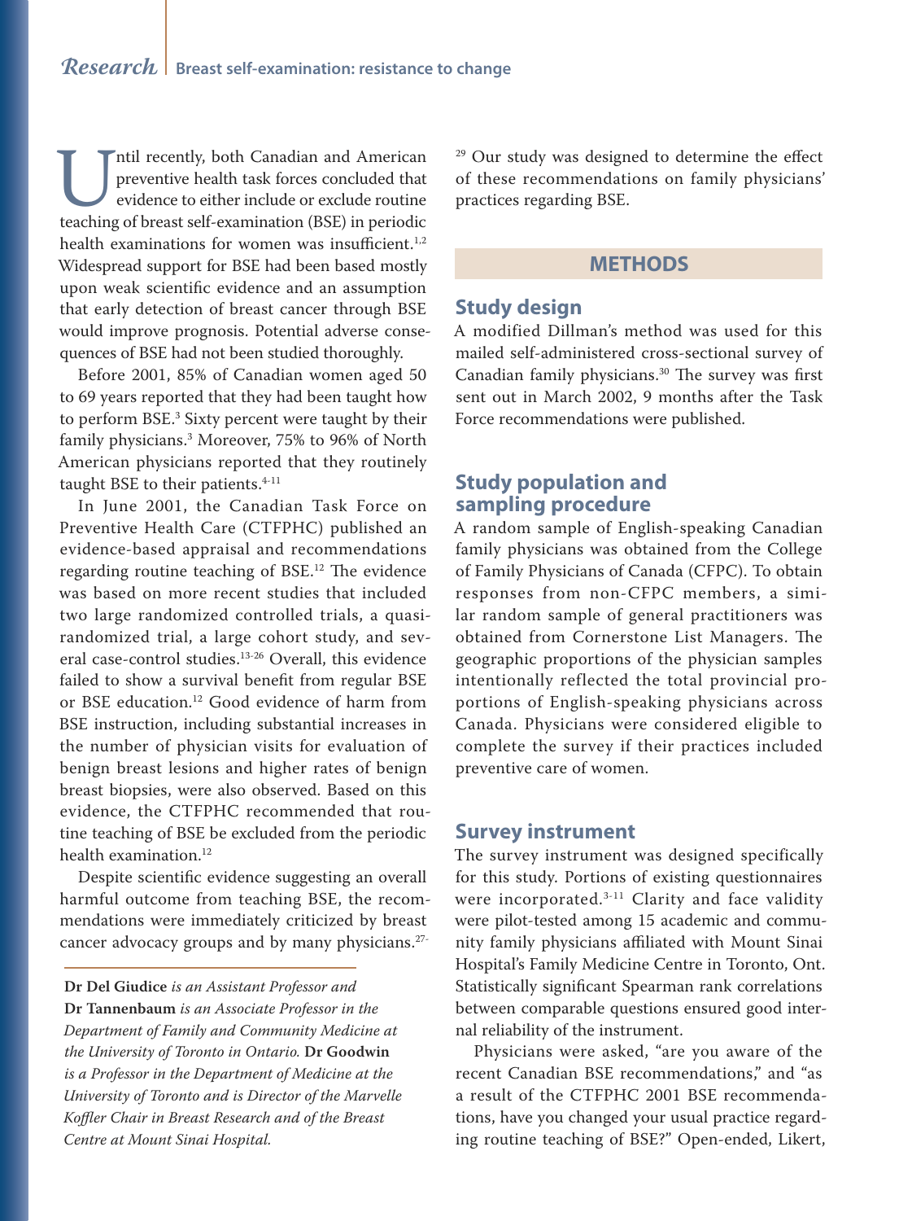Until recently, both Canadian and American preventive health task forces concluded that evidence to either include or exclude routine teaching of breast self-examination (BSE) in periodic health examinations for women was insufficient.[1,2] Widespread support for BSE had been based mostly upon weak scientific evidence and an assumption that early detection of breast cancer through BSE would improve prognosis. Potential adverse consequences of BSE had not been studied thoroughly.

Before 2001, 85% of Canadian women aged 50 to 69 years reported that they had been taught how to perform BSE.[3] Sixty percent were taught by their family physicians.[3] Moreover, 75% to 96% of North American physicians reported that they routinely taught BSE to their patients.[4-11]

In June 2001, the Canadian Task Force on Preventive Health Care (CTFPHC) published an evidence-based appraisal and recommendations regarding routine teaching of BSE.[12] The evidence was based on more recent studies that included two large randomized controlled trials, a quasi-randomized trial, a large cohort study, and several case-control studies.[13-26] Overall, this evidence failed to show a survival benefit from regular BSE or BSE education.[12] Good evidence of harm from BSE instruction, including substantial increases in the number of physician visits for evaluation of benign breast lesions and higher rates of benign breast biopsies, were also observed. Based on this evidence, the CTFPHC recommended that routine teaching of BSE be excluded from the periodic health examination.[12]

Despite scientific evidence suggesting an overall harmful outcome from teaching BSE, the recommendations were immediately criticized by breast cancer advocacy groups and by many physicians.[27-29] Our study was designed to determine the effect of these recommendations on family physicians' practices regarding BSE.

**Dr Del Giudice** *is an Assistant Professor and* **Dr Tannenbaum** *is an Associate Professor in the Department of Family and Community Medicine at the University of Toronto in Ontario.* **Dr Goodwin** *is a Professor in the Department of Medicine at the University of Toronto and is Director of the Marvelle Koffler Chair in Breast Research and of the Breast Centre at Mount Sinai Hospital.*

## METHODS

### Study design

A modified Dillman's method was used for this mailed self-administered cross-sectional survey of Canadian family physicians.[30] The survey was first sent out in March 2002, 9 months after the Task Force recommendations were published.

### Study population and sampling procedure

A random sample of English-speaking Canadian family physicians was obtained from the College of Family Physicians of Canada (CFPC). To obtain responses from non-CFPC members, a similar random sample of general practitioners was obtained from Cornerstone List Managers. The geographic proportions of the physician samples intentionally reflected the total provincial proportions of English-speaking physicians across Canada. Physicians were considered eligible to complete the survey if their practices included preventive care of women.

### Survey instrument

The survey instrument was designed specifically for this study. Portions of existing questionnaires were incorporated.[3-11] Clarity and face validity were pilot-tested among 15 academic and community family physicians affiliated with Mount Sinai Hospital's Family Medicine Centre in Toronto, Ont. Statistically significant Spearman rank correlations between comparable questions ensured good internal reliability of the instrument.

Physicians were asked, "are you aware of the recent Canadian BSE recommendations," and "as a result of the CTFPHC 2001 BSE recommendations, have you changed your usual practice regarding routine teaching of BSE?" Open-ended, Likert,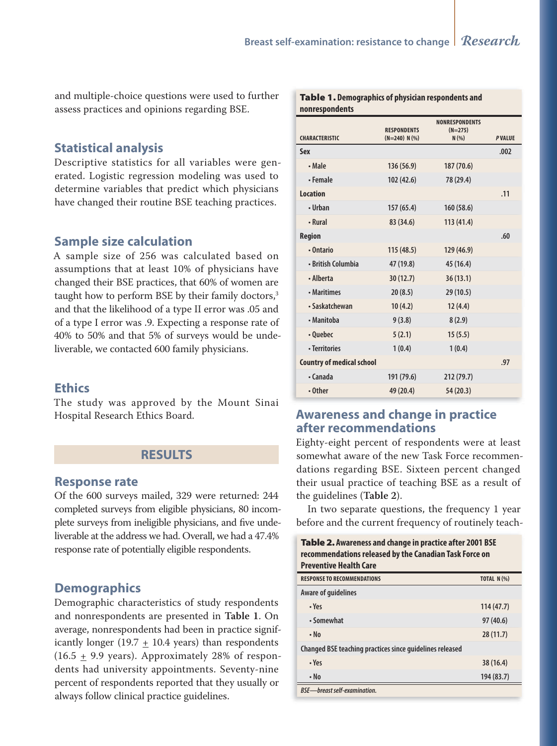and multiple-choice questions were used to further assess practices and opinions regarding BSE.

## Statistical analysis

Descriptive statistics for all variables were generated. Logistic regression modeling was used to determine variables that predict which physicians have changed their routine BSE teaching practices.

## Sample size calculation

A sample size of 256 was calculated based on assumptions that at least 10% of physicians have changed their BSE practices, that 60% of women are taught how to perform BSE by their family doctors,[3] and that the likelihood of a type II error was .05 and of a type I error was .9. Expecting a response rate of 40% to 50% and that 5% of surveys would be undeliverable, we contacted 600 family physicians.

## Ethics

The study was approved by the Mount Sinai Hospital Research Ethics Board.

# RESULTS

## Response rate

Of the 600 surveys mailed, 329 were returned: 244 completed surveys from eligible physicians, 80 incomplete surveys from ineligible physicians, and five undeliverable at the address we had. Overall, we had a 47.4% response rate of potentially eligible respondents.

## Demographics

Demographic characteristics of study respondents and nonrespondents are presented in **Table 1**. On average, nonrespondents had been in practice significantly longer (19.7 ± 10.4 years) than respondents (16.5 ± 9.9 years). Approximately 28% of respondents had university appointments. Seventy-nine percent of respondents reported that they usually or always follow clinical practice guidelines.

**Table 1.** Demographics of physician respondents and nonrespondents

| CHARACTERISTIC | RESPONDENTS (N=240) N (%) | NONRESPONDENTS (N=275) N (%) | *P* VALUE |
|---|---|---|---|
| **Sex** | | | .002 |
| • Male | 136 (56.9) | 187 (70.6) | |
| • Female | 102 (42.6) | 78 (29.4) | |
| **Location** | | | .11 |
| • Urban | 157 (65.4) | 160 (58.6) | |
| • Rural | 83 (34.6) | 113 (41.4) | |
| **Region** | | | .60 |
| • Ontario | 115 (48.5) | 129 (46.9) | |
| • British Columbia | 47 (19.8) | 45 (16.4) | |
| • Alberta | 30 (12.7) | 36 (13.1) | |
| • Maritimes | 20 (8.5) | 29 (10.5) | |
| • Saskatchewan | 10 (4.2) | 12 (4.4) | |
| • Manitoba | 9 (3.8) | 8 (2.9) | |
| • Quebec | 5 (2.1) | 15 (5.5) | |
| • Territories | 1 (0.4) | 1 (0.4) | |
| **Country of medical school** | | | .97 |
| • Canada | 191 (79.6) | 212 (79.7) | |
| • Other | 49 (20.4) | 54 (20.3) | |

## Awareness and change in practice after recommendations

Eighty-eight percent of respondents were at least somewhat aware of the new Task Force recommendations regarding BSE. Sixteen percent changed their usual practice of teaching BSE as a result of the guidelines (**Table 2**).

In two separate questions, the frequency 1 year before and the current frequency of routinely teach-

**Table 2.** Awareness and change in practice after 2001 BSE recommendations released by the Canadian Task Force on Preventive Health Care

| RESPONSE TO RECOMMENDATIONS | TOTAL N (%) |
|---|---|
| **Aware of guidelines** | |
| • Yes | 114 (47.7) |
| • Somewhat | 97 (40.6) |
| • No | 28 (11.7) |
| **Changed BSE teaching practices since guidelines released** | |
| • Yes | 38 (16.4) |
| • No | 194 (83.7) |

*BSE—breast self-examination.*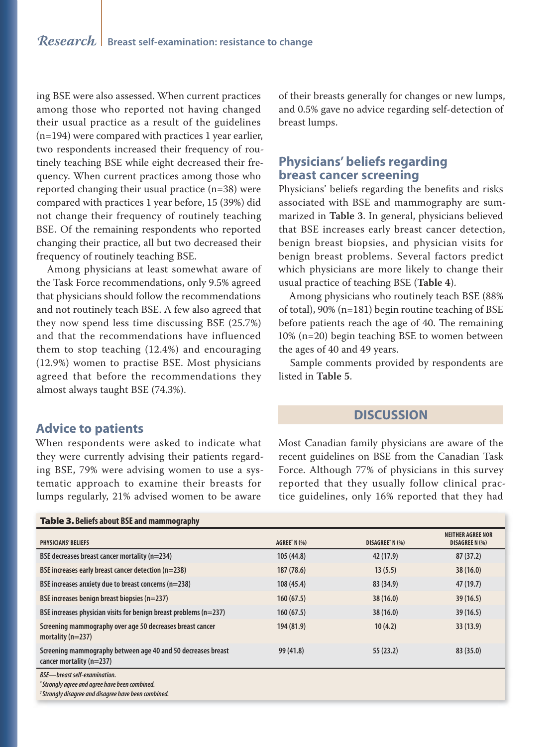ing BSE were also assessed. When current practices among those who reported not having changed their usual practice as a result of the guidelines (n=194) were compared with practices 1 year earlier, two respondents increased their frequency of routinely teaching BSE while eight decreased their frequency. When current practices among those who reported changing their usual practice (n=38) were compared with practices 1 year before, 15 (39%) did not change their frequency of routinely teaching BSE. Of the remaining respondents who reported changing their practice, all but two decreased their frequency of routinely teaching BSE.

Among physicians at least somewhat aware of the Task Force recommendations, only 9.5% agreed that physicians should follow the recommendations and not routinely teach BSE. A few also agreed that they now spend less time discussing BSE (25.7%) and that the recommendations have influenced them to stop teaching (12.4%) and encouraging (12.9%) women to practise BSE. Most physicians agreed that before the recommendations they almost always taught BSE (74.3%).

## Advice to patients

When respondents were asked to indicate what they were currently advising their patients regarding BSE, 79% were advising women to use a systematic approach to examine their breasts for lumps regularly, 21% advised women to be aware of their breasts generally for changes or new lumps, and 0.5% gave no advice regarding self-detection of breast lumps.

## Physicians' beliefs regarding breast cancer screening

Physicians' beliefs regarding the benefits and risks associated with BSE and mammography are summarized in **Table 3**. In general, physicians believed that BSE increases early breast cancer detection, benign breast biopsies, and physician visits for benign breast problems. Several factors predict which physicians are more likely to change their usual practice of teaching BSE (**Table 4**).

Among physicians who routinely teach BSE (88% of total), 90% (n=181) begin routine teaching of BSE before patients reach the age of 40. The remaining 10% (n=20) begin teaching BSE to women between the ages of 40 and 49 years.

Sample comments provided by respondents are listed in **Table 5**.

## DISCUSSION

Most Canadian family physicians are aware of the recent guidelines on BSE from the Canadian Task Force. Although 77% of physicians in this survey reported that they usually follow clinical practice guidelines, only 16% reported that they had

**Table 3. Beliefs about BSE and mammography**

| PHYSICIANS' BELIEFS | AGREE* N (%) | DISAGREE† N (%) | NEITHER AGREE NOR DISAGREE N (%) |
|---|---|---|---|
| BSE decreases breast cancer mortality (n=234) | 105 (44.8) | 42 (17.9) | 87 (37.2) |
| BSE increases early breast cancer detection (n=238) | 187 (78.6) | 13 (5.5) | 38 (16.0) |
| BSE increases anxiety due to breast concerns (n=238) | 108 (45.4) | 83 (34.9) | 47 (19.7) |
| BSE increases benign breast biopsies (n=237) | 160 (67.5) | 38 (16.0) | 39 (16.5) |
| BSE increases physician visits for benign breast problems (n=237) | 160 (67.5) | 38 (16.0) | 39 (16.5) |
| Screening mammography over age 50 decreases breast cancer mortality (n=237) | 194 (81.9) | 10 (4.2) | 33 (13.9) |
| Screening mammography between age 40 and 50 decreases breast cancer mortality (n=237) | 99 (41.8) | 55 (23.2) | 83 (35.0) |

*BSE—breast self-examination.*
*\*Strongly agree and agree have been combined.*
*†Strongly disagree and disagree have been combined.*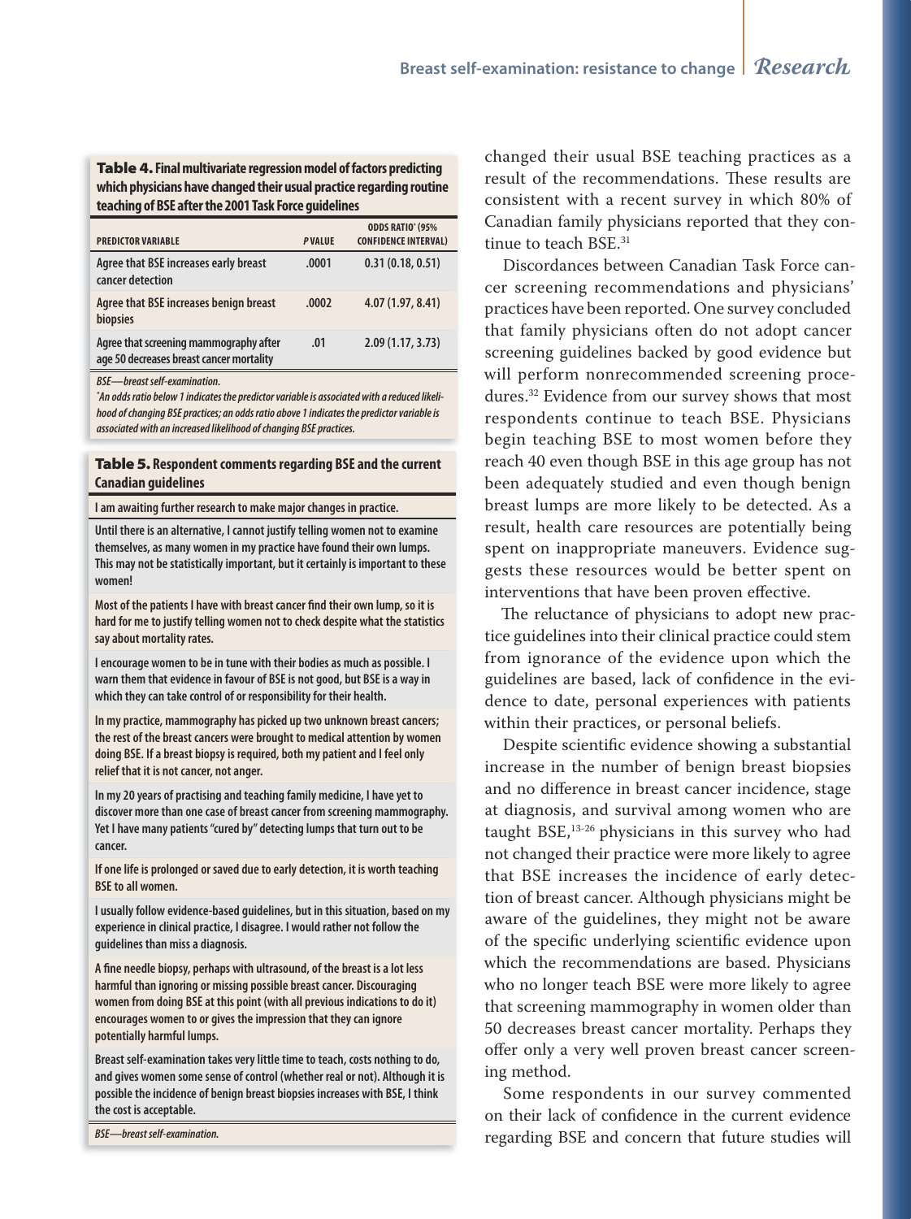**Table 4. Final multivariate regression model of factors predicting which physicians have changed their usual practice regarding routine teaching of BSE after the 2001 Task Force guidelines**

| PREDICTOR VARIABLE | *P* VALUE | ODDS RATIO* (95% CONFIDENCE INTERVAL) |
|---|---|---|
| Agree that BSE increases early breast cancer detection | .0001 | 0.31 (0.18, 0.51) |
| Agree that BSE increases benign breast biopsies | .0002 | 4.07 (1.97, 8.41) |
| Agree that screening mammography after age 50 decreases breast cancer mortality | .01 | 2.09 (1.17, 3.73) |

*BSE—breast self-examination.*

*\*An odds ratio below 1 indicates the predictor variable is associated with a reduced likelihood of changing BSE practices; an odds ratio above 1 indicates the predictor variable is associated with an increased likelihood of changing BSE practices.*

**Table 5. Respondent comments regarding BSE and the current Canadian guidelines**

| |
|---|
| I am awaiting further research to make major changes in practice. |
| Until there is an alternative, I cannot justify telling women not to examine themselves, as many women in my practice have found their own lumps. This may not be statistically important, but it certainly is important to these women! |
| Most of the patients I have with breast cancer find their own lump, so it is hard for me to justify telling women not to check despite what the statistics say about mortality rates. |
| I encourage women to be in tune with their bodies as much as possible. I warn them that evidence in favour of BSE is not good, but BSE is a way in which they can take control of or responsibility for their health. |
| In my practice, mammography has picked up two unknown breast cancers; the rest of the breast cancers were brought to medical attention by women doing BSE. If a breast biopsy is required, both my patient and I feel only relief that it is not cancer, not anger. |
| In my 20 years of practising and teaching family medicine, I have yet to discover more than one case of breast cancer from screening mammography. Yet I have many patients "cured by" detecting lumps that turn out to be cancer. |
| If one life is prolonged or saved due to early detection, it is worth teaching BSE to all women. |
| I usually follow evidence-based guidelines, but in this situation, based on my experience in clinical practice, I disagree. I would rather not follow the guidelines than miss a diagnosis. |
| A fine needle biopsy, perhaps with ultrasound, of the breast is a lot less harmful than ignoring or missing possible breast cancer. Discouraging women from doing BSE at this point (with all previous indications to do it) encourages women to or gives the impression that they can ignore potentially harmful lumps. |
| Breast self-examination takes very little time to teach, costs nothing to do, and gives women some sense of control (whether real or not). Although it is possible the incidence of benign breast biopsies increases with BSE, I think the cost is acceptable. |

*BSE—breast self-examination.*

changed their usual BSE teaching practices as a result of the recommendations. These results are consistent with a recent survey in which 80% of Canadian family physicians reported that they continue to teach BSE.[31]

Discordances between Canadian Task Force cancer screening recommendations and physicians' practices have been reported. One survey concluded that family physicians often do not adopt cancer screening guidelines backed by good evidence but will perform nonrecommended screening procedures.[32] Evidence from our survey shows that most respondents continue to teach BSE. Physicians begin teaching BSE to most women before they reach 40 even though BSE in this age group has not been adequately studied and even though benign breast lumps are more likely to be detected. As a result, health care resources are potentially being spent on inappropriate maneuvers. Evidence suggests these resources would be better spent on interventions that have been proven effective.

The reluctance of physicians to adopt new practice guidelines into their clinical practice could stem from ignorance of the evidence upon which the guidelines are based, lack of confidence in the evidence to date, personal experiences with patients within their practices, or personal beliefs.

Despite scientific evidence showing a substantial increase in the number of benign breast biopsies and no difference in breast cancer incidence, stage at diagnosis, and survival among women who are taught BSE,[13-26] physicians in this survey who had not changed their practice were more likely to agree that BSE increases the incidence of early detection of breast cancer. Although physicians might be aware of the guidelines, they might not be aware of the specific underlying scientific evidence upon which the recommendations are based. Physicians who no longer teach BSE were more likely to agree that screening mammography in women older than 50 decreases breast cancer mortality. Perhaps they offer only a very well proven breast cancer screening method.

Some respondents in our survey commented on their lack of confidence in the current evidence regarding BSE and concern that future studies will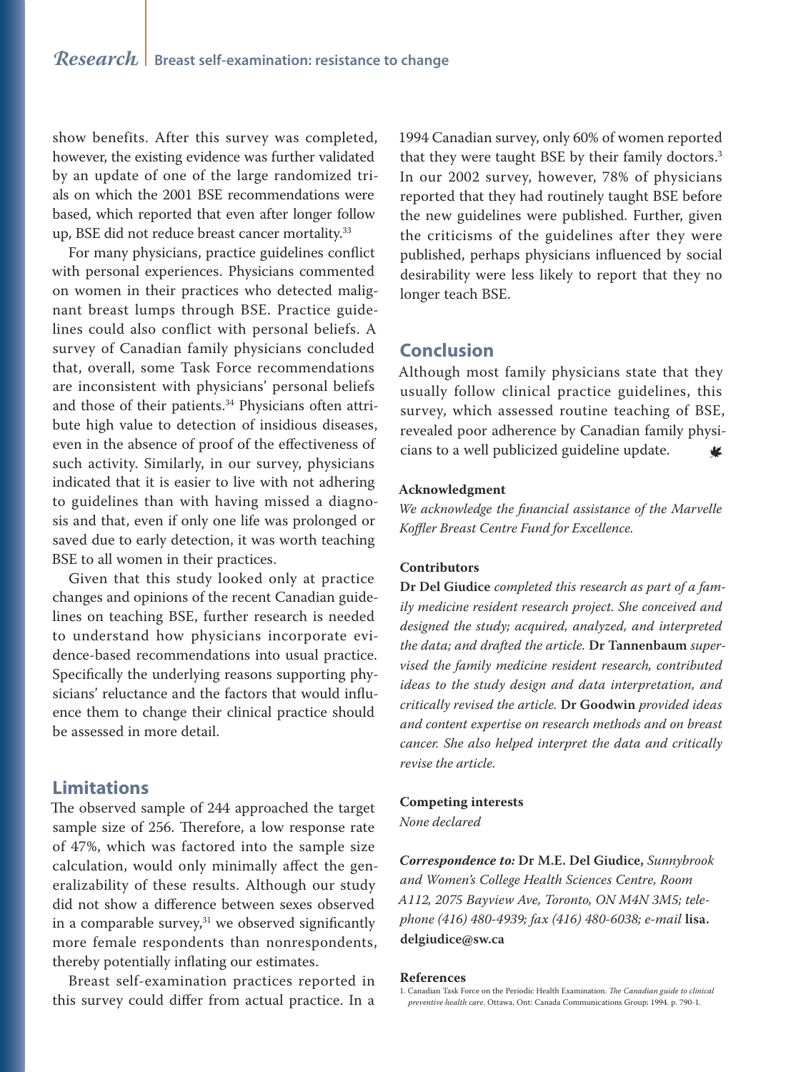show benefits. After this survey was completed, however, the existing evidence was further validated by an update of one of the large randomized trials on which the 2001 BSE recommendations were based, which reported that even after longer follow up, BSE did not reduce breast cancer mortality.[33]

For many physicians, practice guidelines conflict with personal experiences. Physicians commented on women in their practices who detected malignant breast lumps through BSE. Practice guidelines could also conflict with personal beliefs. A survey of Canadian family physicians concluded that, overall, some Task Force recommendations are inconsistent with physicians' personal beliefs and those of their patients.[34] Physicians often attribute high value to detection of insidious diseases, even in the absence of proof of the effectiveness of such activity. Similarly, in our survey, physicians indicated that it is easier to live with not adhering to guidelines than with having missed a diagnosis and that, even if only one life was prolonged or saved due to early detection, it was worth teaching BSE to all women in their practices.

Given that this study looked only at practice changes and opinions of the recent Canadian guidelines on teaching BSE, further research is needed to understand how physicians incorporate evidence-based recommendations into usual practice. Specifically the underlying reasons supporting physicians' reluctance and the factors that would influence them to change their clinical practice should be assessed in more detail.

## Limitations

The observed sample of 244 approached the target sample size of 256. Therefore, a low response rate of 47%, which was factored into the sample size calculation, would only minimally affect the generalizability of these results. Although our study did not show a difference between sexes observed in a comparable survey,[31] we observed significantly more female respondents than nonrespondents, thereby potentially inflating our estimates.

Breast self-examination practices reported in this survey could differ from actual practice. In a 1994 Canadian survey, only 60% of women reported that they were taught BSE by their family doctors.[3] In our 2002 survey, however, 78% of physicians reported that they had routinely taught BSE before the new guidelines were published. Further, given the criticisms of the guidelines after they were published, perhaps physicians influenced by social desirability were less likely to report that they no longer teach BSE.

## Conclusion

Although most family physicians state that they usually follow clinical practice guidelines, this survey, which assessed routine teaching of BSE, revealed poor adherence by Canadian family physicians to a well publicized guideline update.

**Acknowledgment**

*We acknowledge the financial assistance of the Marvelle Koffler Breast Centre Fund for Excellence.*

**Contributors**

**Dr Del Giudice** *completed this research as part of a family medicine resident research project. She conceived and designed the study; acquired, analyzed, and interpreted the data; and drafted the article.* **Dr Tannenbaum** *supervised the family medicine resident research, contributed ideas to the study design and data interpretation, and critically revised the article.* **Dr Goodwin** *provided ideas and content expertise on research methods and on breast cancer. She also helped interpret the data and critically revise the article.*

**Competing interests**

*None declared*

***Correspondence to:*** **Dr M.E. Del Giudice,** *Sunnybrook and Women's College Health Sciences Centre, Room A112, 2075 Bayview Ave, Toronto, ON M4N 3M5; telephone (416) 480-4939; fax (416) 480-6038; e-mail* **lisa.delgiudice@sw.ca**

**References**

1. Canadian Task Force on the Periodic Health Examination. *The Canadian guide to clinical preventive health care.* Ottawa, Ont: Canada Communications Group; 1994. p. 790-1.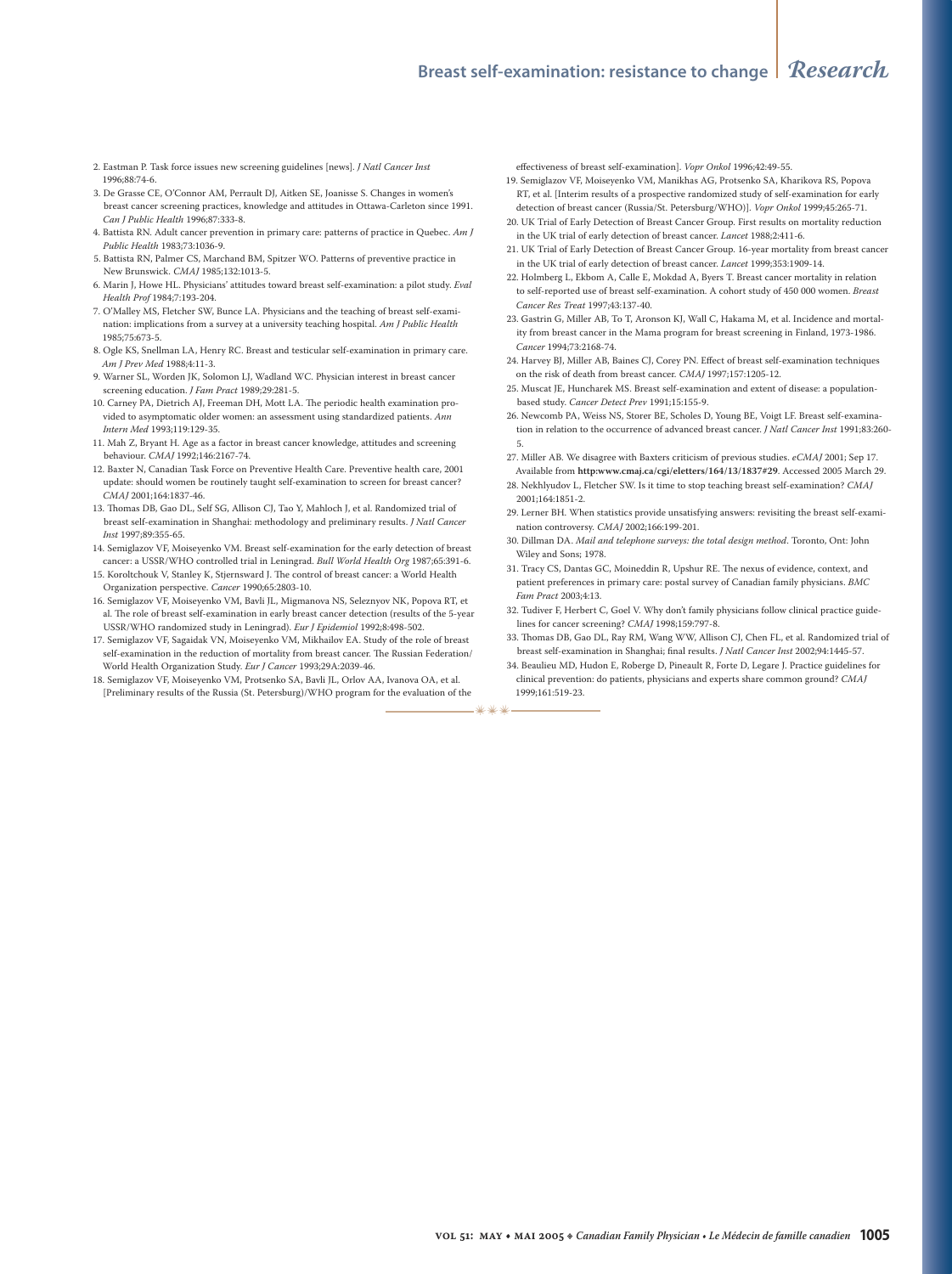2. Eastman P. Task force issues new screening guidelines [news]. *J Natl Cancer Inst* 1996;88:74-6.
3. De Grasse CE, O'Connor AM, Perrault DJ, Aitken SE, Joanisse S. Changes in women's breast cancer screening practices, knowledge and attitudes in Ottawa-Carleton since 1991. *Can J Public Health* 1996;87:333-8.
4. Battista RN. Adult cancer prevention in primary care: patterns of practice in Quebec. *Am J Public Health* 1983;73:1036-9.
5. Battista RN, Palmer CS, Marchand BM, Spitzer WO. Patterns of preventive practice in New Brunswick. *CMAJ* 1985;132:1013-5.
6. Marin J, Howe HL. Physicians' attitudes toward breast self-examination: a pilot study. *Eval Health Prof* 1984;7:193-204.
7. O'Malley MS, Fletcher SW, Bunce LA. Physicians and the teaching of breast self-examination: implications from a survey at a university teaching hospital. *Am J Public Health* 1985;75:673-5.
8. Ogle KS, Snellman LA, Henry RC. Breast and testicular self-examination in primary care. *Am J Prev Med* 1988;4:11-3.
9. Warner SL, Worden JK, Solomon LJ, Wadland WC. Physician interest in breast cancer screening education. *J Fam Pract* 1989;29:281-5.
10. Carney PA, Dietrich AJ, Freeman DH, Mott LA. The periodic health examination provided to asymptomatic older women: an assessment using standardized patients. *Ann Intern Med* 1993;119:129-35.
11. Mah Z, Bryant H. Age as a factor in breast cancer knowledge, attitudes and screening behaviour. *CMAJ* 1992;146:2167-74.
12. Baxter N, Canadian Task Force on Preventive Health Care. Preventive health care, 2001 update: should women be routinely taught self-examination to screen for breast cancer? *CMAJ* 2001;164:1837-46.
13. Thomas DB, Gao DL, Self SG, Allison CJ, Tao Y, Mahloch J, et al. Randomized trial of breast self-examination in Shanghai: methodology and preliminary results. *J Natl Cancer Inst* 1997;89:355-65.
14. Semiglazov VF, Moiseyenko VM. Breast self-examination for the early detection of breast cancer: a USSR/WHO controlled trial in Leningrad. *Bull World Health Org* 1987;65:391-6.
15. Koroltchouk V, Stanley K, Stjernsward J. The control of breast cancer: a World Health Organization perspective. *Cancer* 1990;65:2803-10.
16. Semiglazov VF, Moiseyenko VM, Bavli JL, Migmanova NS, Seleznyov NK, Popova RT, et al. The role of breast self-examination in early breast cancer detection (results of the 5-year USSR/WHO randomized study in Leningrad). *Eur J Epidemiol* 1992;8:498-502.
17. Semiglazov VF, Sagaidak VN, Moiseyenko VM, Mikhailov EA. Study of the role of breast self-examination in the reduction of mortality from breast cancer. The Russian Federation/World Health Organization Study. *Eur J Cancer* 1993;29A:2039-46.
18. Semiglazov VF, Moiseyenko VM, Protsenko SA, Bavli JL, Orlov AA, Ivanova OA, et al. [Preliminary results of the Russia (St. Petersburg)/WHO program for the evaluation of the effectiveness of breast self-examination]. *Vopr Onkol* 1996;42:49-55.
19. Semiglazov VF, Moiseyenko VM, Manikhas AG, Protsenko SA, Kharikova RS, Popova RT, et al. [Interim results of a prospective randomized study of self-examination for early detection of breast cancer (Russia/St. Petersburg/WHO)]. *Vopr Onkol* 1999;45:265-71.
20. UK Trial of Early Detection of Breast Cancer Group. First results on mortality reduction in the UK trial of early detection of breast cancer. *Lancet* 1988;2:411-6.
21. UK Trial of Early Detection of Breast Cancer Group. 16-year mortality from breast cancer in the UK trial of early detection of breast cancer. *Lancet* 1999;353:1909-14.
22. Holmberg L, Ekbom A, Calle E, Mokdad A, Byers T. Breast cancer mortality in relation to self-reported use of breast self-examination. A cohort study of 450 000 women. *Breast Cancer Res Treat* 1997;43:137-40.
23. Gastrin G, Miller AB, To T, Aronson KJ, Wall C, Hakama M, et al. Incidence and mortality from breast cancer in the Mama program for breast screening in Finland, 1973-1986. *Cancer* 1994;73:2168-74.
24. Harvey BJ, Miller AB, Baines CJ, Corey PN. Effect of breast self-examination techniques on the risk of death from breast cancer. *CMAJ* 1997;157:1205-12.
25. Muscat JE, Huncharek MS. Breast self-examination and extent of disease: a population-based study. *Cancer Detect Prev* 1991;15:155-9.
26. Newcomb PA, Weiss NS, Storer BE, Scholes D, Young BE, Voigt LF. Breast self-examination in relation to the occurrence of advanced breast cancer. *J Natl Cancer Inst* 1991;83:260-5.
27. Miller AB. We disagree with Baxters criticism of previous studies. *eCMAJ* 2001; Sep 17. Available from **http:www.cmaj.ca/cgi/eletters/164/13/1837#29**. Accessed 2005 March 29.
28. Nekhlyudov L, Fletcher SW. Is it time to stop teaching breast self-examination? *CMAJ* 2001;164:1851-2.
29. Lerner BH. When statistics provide unsatisfying answers: revisiting the breast self-examination controversy. *CMAJ* 2002;166:199-201.
30. Dillman DA. *Mail and telephone surveys: the total design method*. Toronto, Ont: John Wiley and Sons; 1978.
31. Tracy CS, Dantas GC, Moineddin R, Upshur RE. The nexus of evidence, context, and patient preferences in primary care: postal survey of Canadian family physicians. *BMC Fam Pract* 2003;4:13.
32. Tudiver F, Herbert C, Goel V. Why don't family physicians follow clinical practice guidelines for cancer screening? *CMAJ* 1998;159:797-8.
33. Thomas DB, Gao DL, Ray RM, Wang WW, Allison CJ, Chen FL, et al. Randomized trial of breast self-examination in Shanghai; final results. *J Natl Cancer Inst* 2002;94:1445-57.
34. Beaulieu MD, Hudon E, Roberge D, Pineault R, Forte D, Legare J. Practice guidelines for clinical prevention: do patients, physicians and experts share common ground? *CMAJ* 1999;161:519-23.